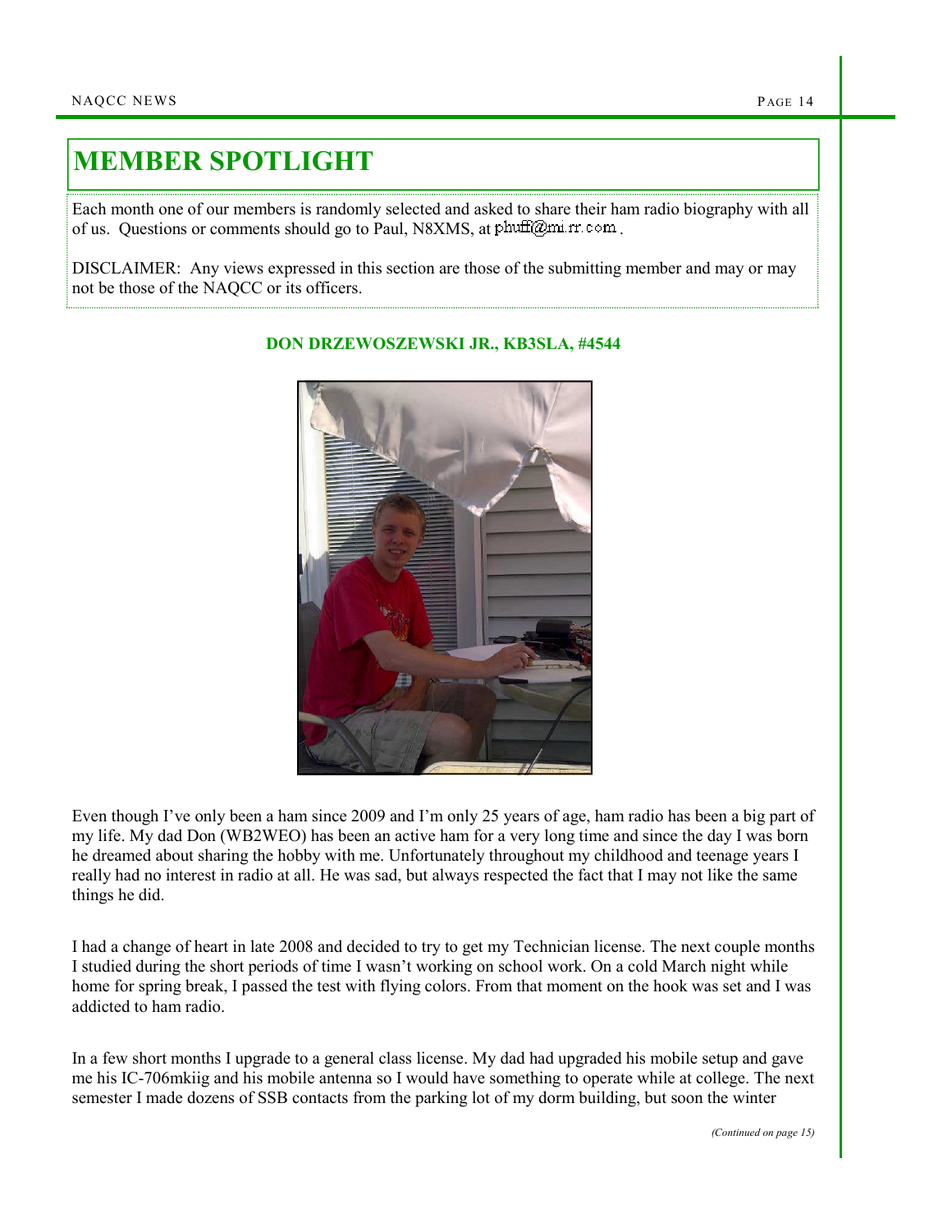# MEMBER SPOTLIGHT

Each month one of our members is randomly selected and asked to share their ham radio biography with all of us. Questions or comments should go to Paul, N8XMS, at phuff@mi.rr.com.

DISCLAIMER: Any views expressed in this section are those of the submitting member and may or may not be those of the NAQCC or its officers.

**DON DRZEWOSZEWSKI JR., KB3SLA, #4544**

Even though I've only been a ham since 2009 and I'm only 25 years of age, ham radio has been a big part of my life. My dad Don (WB2WEO) has been an active ham for a very long time and since the day I was born he dreamed about sharing the hobby with me. Unfortunately throughout my childhood and teenage years I really had no interest in radio at all. He was sad, but always respected the fact that I may not like the same things he did.

I had a change of heart in late 2008 and decided to try to get my Technician license. The next couple months I studied during the short periods of time I wasn't working on school work. On a cold March night while home for spring break, I passed the test with flying colors. From that moment on the hook was set and I was addicted to ham radio.

In a few short months I upgrade to a general class license. My dad had upgraded his mobile setup and gave me his IC-706mkiig and his mobile antenna so I would have something to operate while at college. The next semester I made dozens of SSB contacts from the parking lot of my dorm building, but soon the winter

*(Continued on page 15)*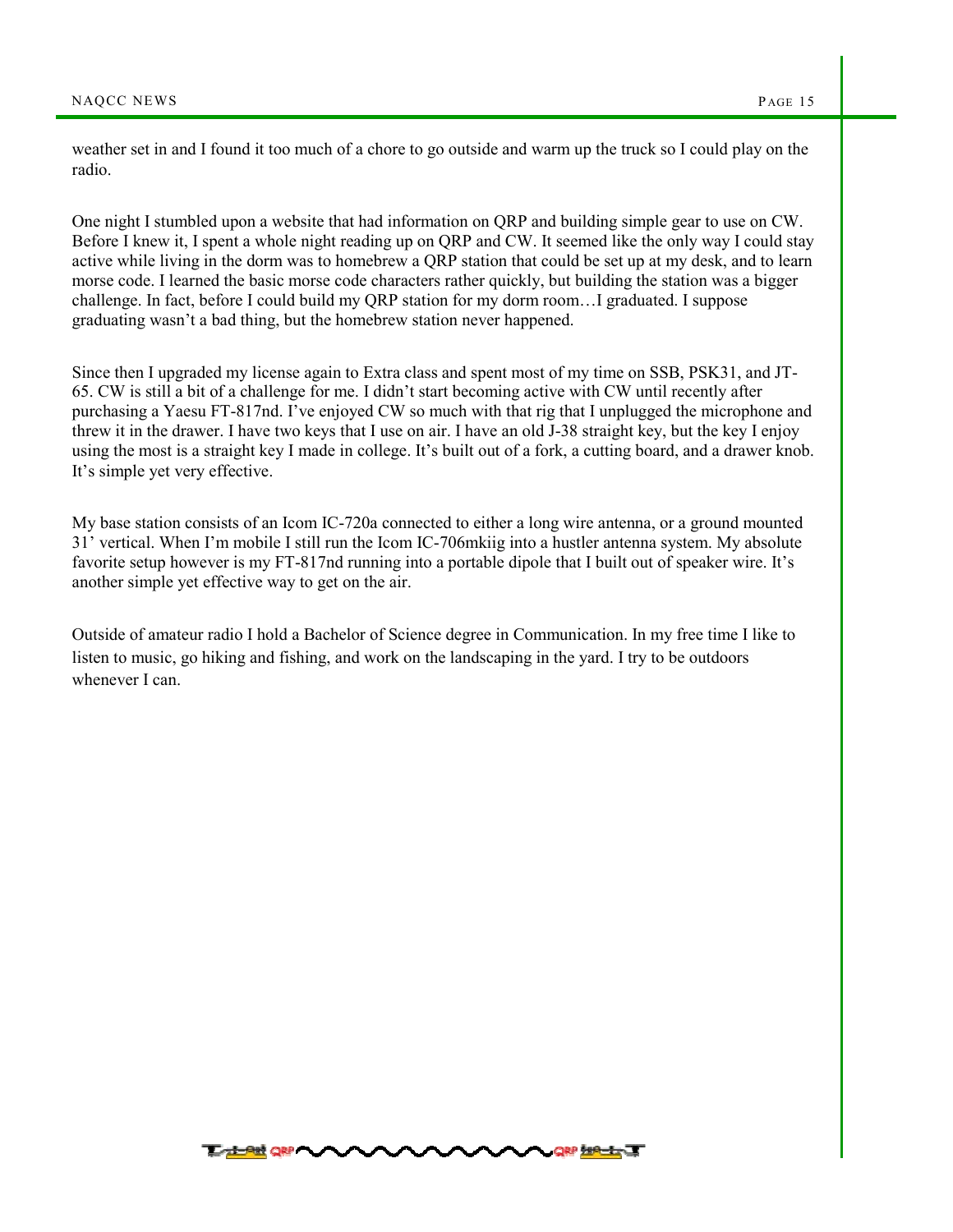weather set in and I found it too much of a chore to go outside and warm up the truck so I could play on the radio.

One night I stumbled upon a website that had information on QRP and building simple gear to use on CW. Before I knew it, I spent a whole night reading up on QRP and CW. It seemed like the only way I could stay active while living in the dorm was to homebrew a QRP station that could be set up at my desk, and to learn morse code. I learned the basic morse code characters rather quickly, but building the station was a bigger challenge. In fact, before I could build my QRP station for my dorm room…I graduated. I suppose graduating wasn't a bad thing, but the homebrew station never happened.

Since then I upgraded my license again to Extra class and spent most of my time on SSB, PSK31, and JT-65. CW is still a bit of a challenge for me. I didn't start becoming active with CW until recently after purchasing a Yaesu FT-817nd. I've enjoyed CW so much with that rig that I unplugged the microphone and threw it in the drawer. I have two keys that I use on air. I have an old J-38 straight key, but the key I enjoy using the most is a straight key I made in college. It's built out of a fork, a cutting board, and a drawer knob. It's simple yet very effective.

My base station consists of an Icom IC-720a connected to either a long wire antenna, or a ground mounted 31' vertical. When I'm mobile I still run the Icom IC-706mkiig into a hustler antenna system. My absolute favorite setup however is my FT-817nd running into a portable dipole that I built out of speaker wire. It's another simple yet effective way to get on the air.

Outside of amateur radio I hold a Bachelor of Science degree in Communication. In my free time I like to listen to music, go hiking and fishing, and work on the landscaping in the yard. I try to be outdoors whenever I can.